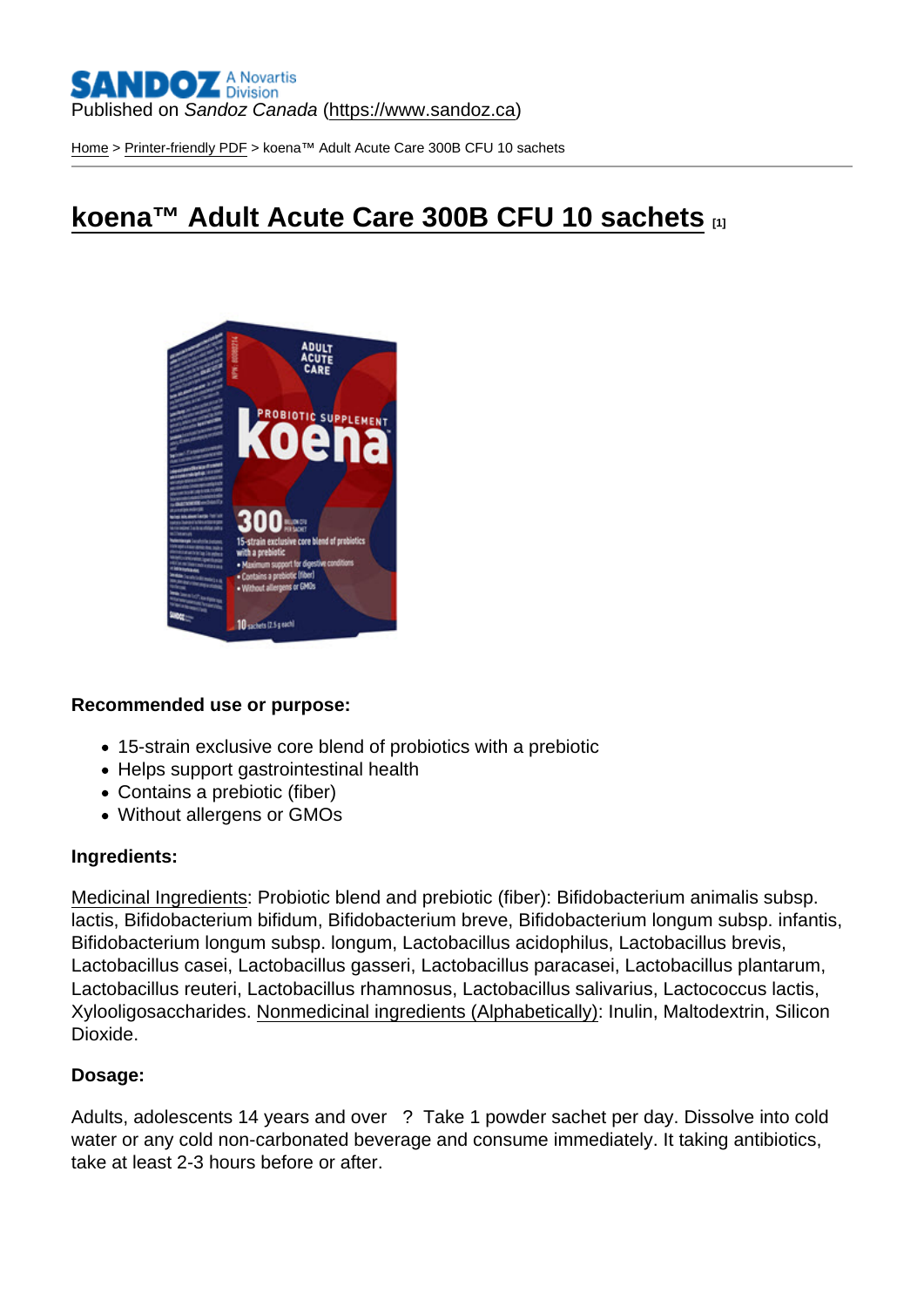Published on *Sandoz Canada* (https://www.sandoz.ca)

Home > Printer-friendly PDF > koena™ Adult Acute Care 300B CFU 10 sachets

# koena™ Adult Acute Care 300B CFU 10 sachets [1]

**Recommended use or purpose:**

- 15-strain exclusive core blend of probiotics with a prebiotic
- Helps support gastrointestinal health
- Contains a prebiotic (fiber)
- Without allergens or GMOs

**Ingredients:**

Medicinal Ingredients: Probiotic blend and prebiotic (fiber): Bifidobacterium animalis subsp. lactis, Bifidobacterium bifidum, Bifidobacterium breve, Bifidobacterium longum subsp. infantis, Bifidobacterium longum subsp. longum, Lactobacillus acidophilus, Lactobacillus brevis, Lactobacillus casei, Lactobacillus gasseri, Lactobacillus paracasei, Lactobacillus plantarum, Lactobacillus reuteri, Lactobacillus rhamnosus, Lactobacillus salivarius, Lactococcus lactis, Xylooligosaccharides. Nonmedicinal ingredients (Alphabetically): Inulin, Maltodextrin, Silicon Dioxide.

**Dosage:**

Adults, adolescents 14 years and over ? Take 1 powder sachet per day. Dissolve into cold water or any cold non-carbonated beverage and consume immediately. It taking antibiotics, take at least 2-3 hours before or after.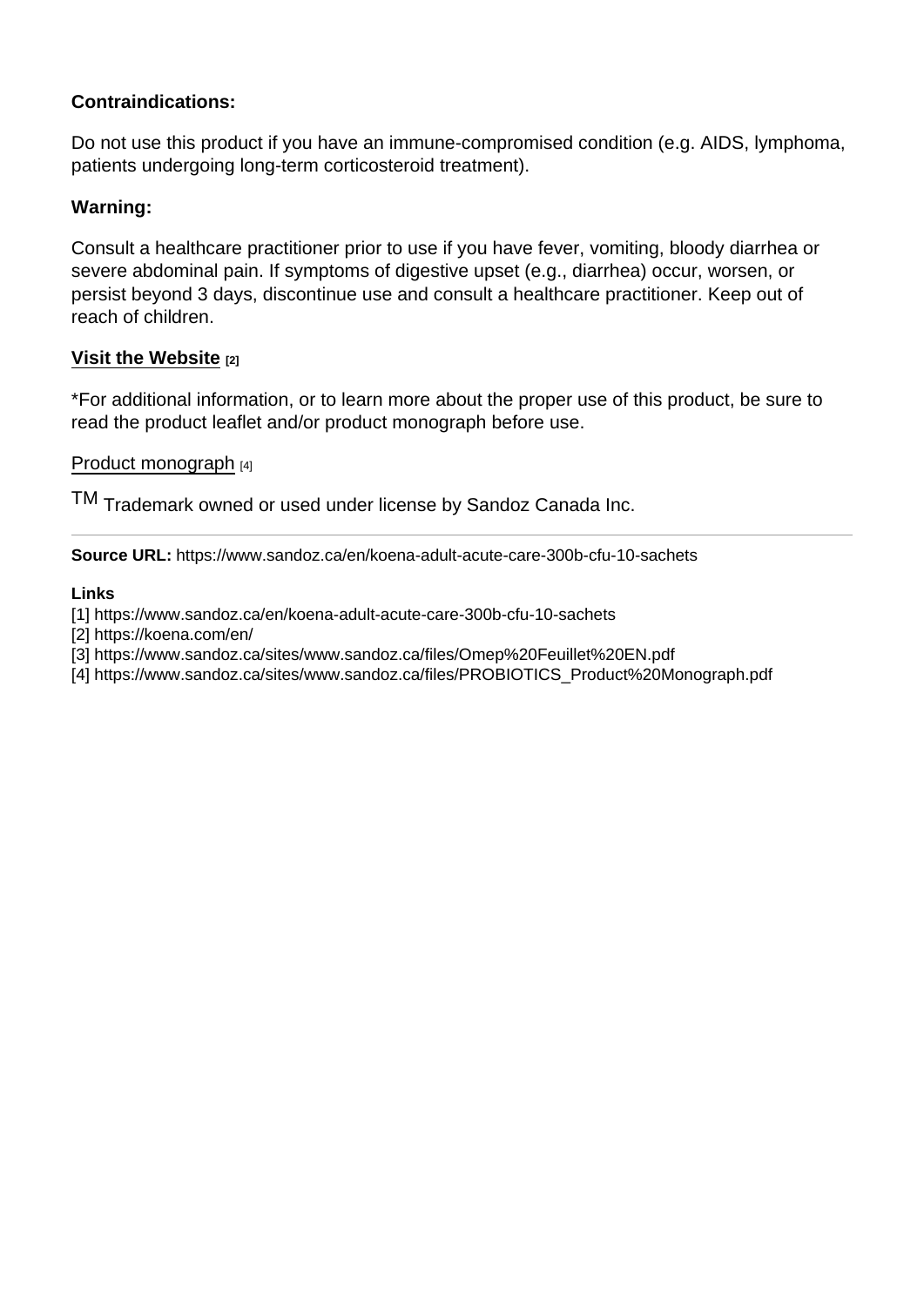**Contraindications:**

Do not use this product if you have an immune-compromised condition (e.g. AIDS, lymphoma, patients undergoing long-term corticosteroid treatment).

**Warning:**

Consult a healthcare practitioner prior to use if you have fever, vomiting, bloody diarrhea or severe abdominal pain. If symptoms of digestive upset (e.g., diarrhea) occur, worsen, or persist beyond 3 days, discontinue use and consult a healthcare practitioner. Keep out of reach of children.

**Visit the Website** [2]

*For additional information, or to learn more about the proper use of this product, be sure to read the product leaflet and/or product monograph before use.

Product monograph [4]

TM Trademark owned or used under license by Sandoz Canada Inc.

---

**Source URL:** https://www.sandoz.ca/en/koena-adult-acute-care-300b-cfu-10-sachets

**Links**

[1] https://www.sandoz.ca/en/koena-adult-acute-care-300b-cfu-10-sachets
[2] https://koena.com/en/
[3] https://www.sandoz.ca/sites/www.sandoz.ca/files/Omep%20Feuillet%20EN.pdf
[4] https://www.sandoz.ca/sites/www.sandoz.ca/files/PROBIOTICS_Product%20Monograph.pdf